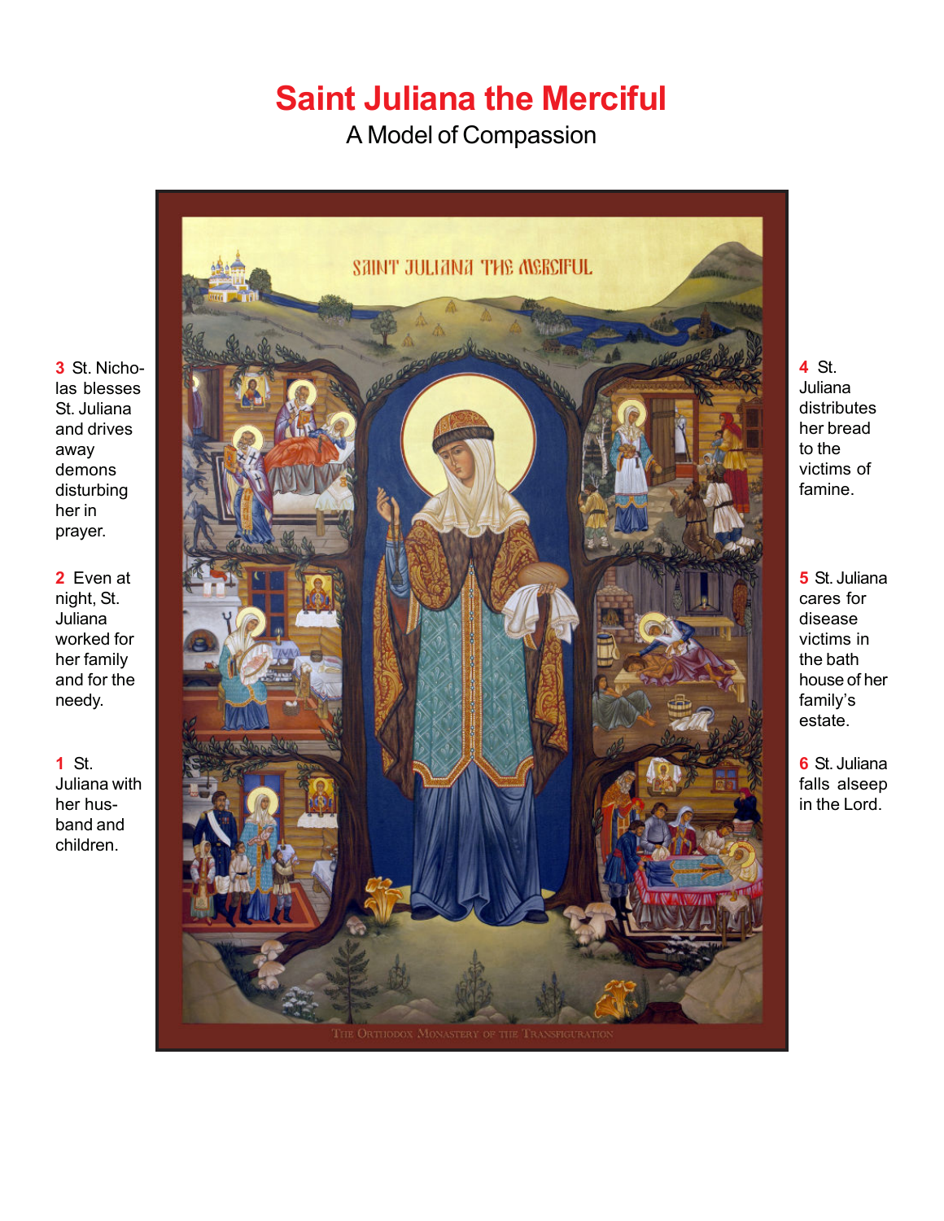# Saint Juliana the Merciful

A Model of Compassion

**3** St. Nicholas blesses St. Juliana and drives away demons disturbing her in prayer.

**2** Even at night, St. Juliana worked for her family and for the needy.

**1** St. Juliana with her husband and children.

**4** St. Juliana distributes her bread to the victims of famine.

**5** St. Juliana cares for disease victims in the bath house of her family's estate.

**6** St. Juliana falls alseep in the Lord.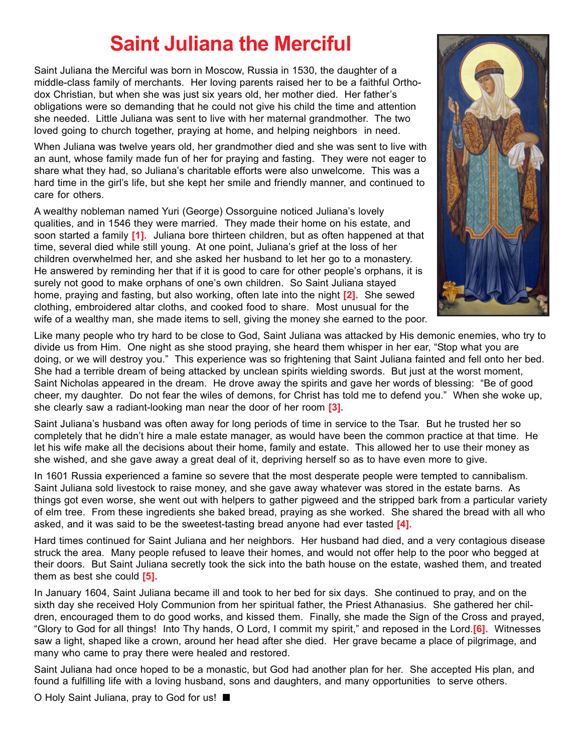# Saint Juliana the Merciful

Saint Juliana the Merciful was born in Moscow, Russia in 1530, the daughter of a middle-class family of merchants. Her loving parents raised her to be a faithful Orthodox Christian, but when she was just six years old, her mother died. Her father's obligations were so demanding that he could not give his child the time and attention she needed. Little Juliana was sent to live with her maternal grandmother. The two loved going to church together, praying at home, and helping neighbors in need.

When Juliana was twelve years old, her grandmother died and she was sent to live with an aunt, whose family made fun of her for praying and fasting. They were not eager to share what they had, so Juliana's charitable efforts were also unwelcome. This was a hard time in the girl's life, but she kept her smile and friendly manner, and continued to care for others.

A wealthy nobleman named Yuri (George) Ossorguine noticed Juliana's lovely qualities, and in 1546 they were married. They made their home on his estate, and soon started a family **[1].** Juliana bore thirteen children, but as often happened at that time, several died while still young. At one point, Juliana's grief at the loss of her children overwhelmed her, and she asked her husband to let her go to a monastery. He answered by reminding her that if it is good to care for other people's orphans, it is surely not good to make orphans of one's own children. So Saint Juliana stayed home, praying and fasting, but also working, often late into the night **[2].** She sewed clothing, embroidered altar cloths, and cooked food to share. Most unusual for the wife of a wealthy man, she made items to sell, giving the money she earned to the poor.

Like many people who try hard to be close to God, Saint Juliana was attacked by His demonic enemies, who try to divide us from Him. One night as she stood praying, she heard them whisper in her ear, "Stop what you are doing, or we will destroy you." This experience was so frightening that Saint Juliana fainted and fell onto her bed. She had a terrible dream of being attacked by unclean spirits wielding swords. But just at the worst moment, Saint Nicholas appeared in the dream. He drove away the spirits and gave her words of blessing: "Be of good cheer, my daughter. Do not fear the wiles of demons, for Christ has told me to defend you." When she woke up, she clearly saw a radiant-looking man near the door of her room **[3].**

Saint Juliana's husband was often away for long periods of time in service to the Tsar. But he trusted her so completely that he didn't hire a male estate manager, as would have been the common practice at that time. He let his wife make all the decisions about their home, family and estate. This allowed her to use their money as she wished, and she gave away a great deal of it, depriving herself so as to have even more to give.

In 1601 Russia experienced a famine so severe that the most desperate people were tempted to cannibalism. Saint Juliana sold livestock to raise money, and she gave away whatever was stored in the estate barns. As things got even worse, she went out with helpers to gather pigweed and the stripped bark from a particular variety of elm tree. From these ingredients she baked bread, praying as she worked. She shared the bread with all who asked, and it was said to be the sweetest-tasting bread anyone had ever tasted **[4].**

Hard times continued for Saint Juliana and her neighbors. Her husband had died, and a very contagious disease struck the area. Many people refused to leave their homes, and would not offer help to the poor who begged at their doors. But Saint Juliana secretly took the sick into the bath house on the estate, washed them, and treated them as best she could **[5].**

In January 1604, Saint Juliana became ill and took to her bed for six days. She continued to pray, and on the sixth day she received Holy Communion from her spiritual father, the Priest Athanasius. She gathered her children, encouraged them to do good works, and kissed them. Finally, she made the Sign of the Cross and prayed, "Glory to God for all things! Into Thy hands, O Lord, I commit my spirit," and reposed in the Lord.**[6].** Witnesses saw a light, shaped like a crown, around her head after she died. Her grave became a place of pilgrimage, and many who came to pray there were healed and restored.

Saint Juliana had once hoped to be a monastic, but God had another plan for her. She accepted His plan, and found a fulfilling life with a loving husband, sons and daughters, and many opportunities to serve others.

O Holy Saint Juliana, pray to God for us! ■